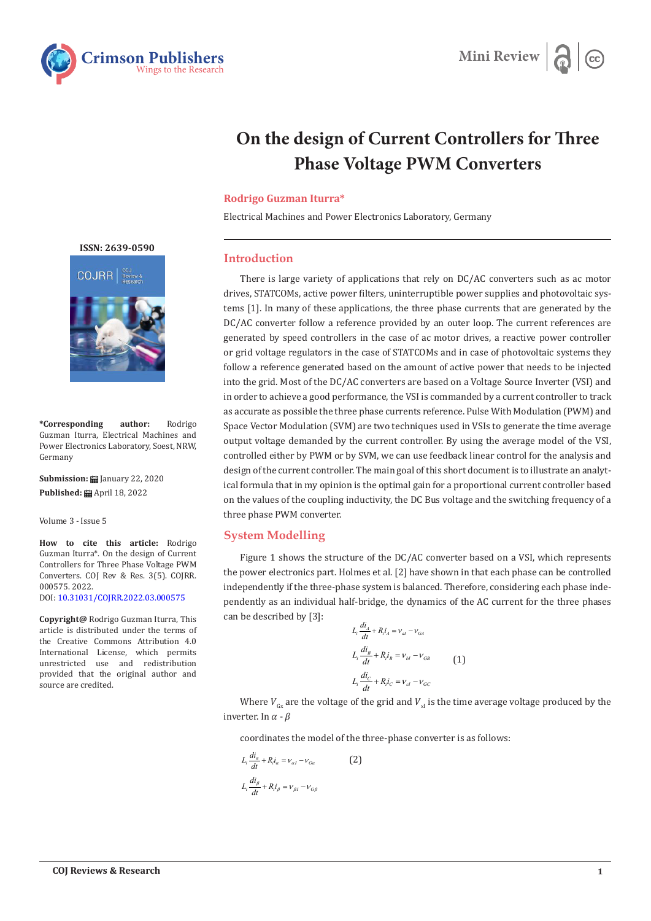Mini Review

# On the design of Current Controllers for Three Phase Voltage PWM Converters

**Rodrigo Guzman Iturra***

Electrical Machines and Power Electronics Laboratory, Germany

**ISSN: 2639-0590**

***Corresponding author:** Rodrigo Guzman Iturra, Electrical Machines and Power Electronics Laboratory, Soest, NRW, Germany

**Submission:** January 22, 2020

**Published:** April 18, 2022

Volume 3 - Issue 5

**How to cite this article:** Rodrigo Guzman Iturra*. On the design of Current Controllers for Three Phase Voltage PWM Converters. COJ Rev & Res. 3(5). COJRR. 000575. 2022.
DOI: 10.31031/COJRR.2022.03.000575

**Copyright@** Rodrigo Guzman Iturra, This article is distributed under the terms of the Creative Commons Attribution 4.0 International License, which permits unrestricted use and redistribution provided that the original author and source are credited.

## Introduction

There is large variety of applications that rely on DC/AC converters such as ac motor drives, STATCOMs, active power filters, uninterruptible power supplies and photovoltaic systems [1]. In many of these applications, the three phase currents that are generated by the DC/AC converter follow a reference provided by an outer loop. The current references are generated by speed controllers in the case of ac motor drives, a reactive power controller or grid voltage regulators in the case of STATCOMs and in case of photovoltaic systems they follow a reference generated based on the amount of active power that needs to be injected into the grid. Most of the DC/AC converters are based on a Voltage Source Inverter (VSI) and in order to achieve a good performance, the VSI is commanded by a current controller to track as accurate as possible the three phase currents reference. Pulse With Modulation (PWM) and Space Vector Modulation (SVM) are two techniques used in VSIs to generate the time average output voltage demanded by the current controller. By using the average model of the VSI, controlled either by PWM or by SVM, we can use feedback linear control for the analysis and design of the current controller. The main goal of this short document is to illustrate an analytical formula that in my opinion is the optimal gain for a proportional current controller based on the values of the coupling inductivity, the DC Bus voltage and the switching frequency of a three phase PWM converter.

## System Modelling

Figure 1 shows the structure of the DC/AC converter based on a VSI, which represents the power electronics part. Holmes et al. [2] have shown in that each phase can be controlled independently if the three-phase system is balanced. Therefore, considering each phase independently as an individual half-bridge, the dynamics of the AC current for the three phases can be described by [3]:

$$
\begin{aligned}
L_i \frac{di_A}{dt} + R_i i_A &= v_{aI} - v_{GA} \\
L_i \frac{di_B}{dt} + R_i i_B &= v_{bI} - v_{GB} \\
L_i \frac{di_C}{dt} + R_i i_C &= v_{cI} - v_{GC}
\end{aligned}
\quad (1)
$$

Where $V_{Gx}$ are the voltage of the grid and $V_{xI}$ is the time average voltage produced by the inverter. In $\alpha$ - $\beta$

coordinates the model of the three-phase converter is as follows:

$$
\begin{aligned}
L_i \frac{di_\alpha}{dt} + R_i i_\alpha &= v_{\alpha I} - v_{G\alpha} \\
L_i \frac{di_\beta}{dt} + R_i i_\beta &= v_{\beta I} - v_{G\beta}
\end{aligned}
\quad (2)
$$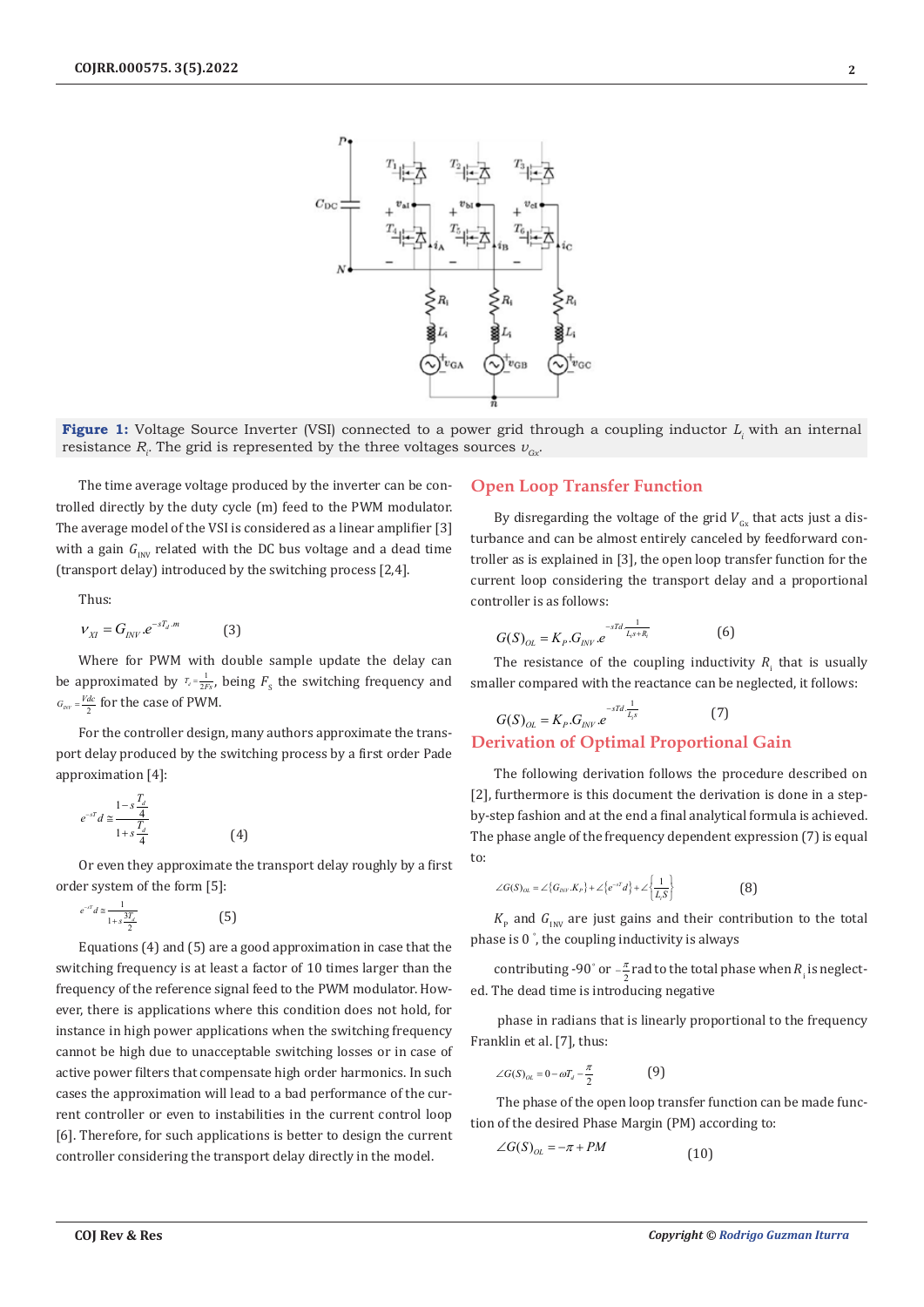**Figure 1:** Voltage Source Inverter (VSI) connected to a power grid through a coupling inductor $L_i$ with an internal resistance $R_i$. The grid is represented by the three voltages sources $v_{Gx}$.

The time average voltage produced by the inverter can be controlled directly by the duty cycle (m) feed to the PWM modulator. The average model of the VSI is considered as a linear amplifier [3] with a gain $G_{INV}$ related with the DC bus voltage and a dead time (transport delay) introduced by the switching process [2,4].

Thus:

$$v_{XI} = G_{INV}.e^{-sT_d.m} \quad (3)$$

Where for PWM with double sample update the delay can be approximated by $T_d = \frac{1}{2Fs}$, being $F_S$ the switching frequency and $G_{INV} = \frac{Vdc}{2}$ for the case of PWM.

For the controller design, many authors approximate the transport delay produced by the switching process by a first order Pade approximation [4]:

$$e^{-sT}d \cong \frac{1-s\frac{T_d}{4}}{1+s\frac{T_d}{4}} \quad (4)$$

Or even they approximate the transport delay roughly by a first order system of the form [5]:

$$e^{-sT}d \cong \frac{1}{1+s\frac{3T_d}{2}} \quad (5)$$

Equations (4) and (5) are a good approximation in case that the switching frequency is at least a factor of 10 times larger than the frequency of the reference signal feed to the PWM modulator. However, there is applications where this condition does not hold, for instance in high power applications when the switching frequency cannot be high due to unacceptable switching losses or in case of active power filters that compensate high order harmonics. In such cases the approximation will lead to a bad performance of the current controller or even to instabilities in the current control loop [6]. Therefore, for such applications is better to design the current controller considering the transport delay directly in the model.

## Open Loop Transfer Function

By disregarding the voltage of the grid $V_{Gx}$ that acts just a disturbance and can be almost entirely canceled by feedforward controller as is explained in [3], the open loop transfer function for the current loop considering the transport delay and a proportional controller is as follows:

$$G(S)_{OL} = K_P.G_{INV}.e^{-sTd\frac{1}{L_i s+R_i}} \quad (6)$$

The resistance of the coupling inductivity $R_i$ that is usually smaller compared with the reactance can be neglected, it follows:

$$G(S)_{OL} = K_P.G_{INV}.e^{-sTd\frac{1}{L_i s}} \quad (7)$$

## Derivation of Optimal Proportional Gain

The following derivation follows the procedure described on [2], furthermore is this document the derivation is done in a step-by-step fashion and at the end a final analytical formula is achieved. The phase angle of the frequency dependent expression (7) is equal to:

$$\angle G(S)_{OL} = \angle\{G_{INV}.K_P\} + \angle\{e^{-sT}d\} + \angle\left\{\frac{1}{L_i S}\right\} \quad (8)$$

$K_P$ and $G_{INV}$ are just gains and their contribution to the total phase is 0°, the coupling inductivity is always

contributing -90° or $-\frac{\pi}{2}$ rad to the total phase when $R_i$ is neglected. The dead time is introducing negative

phase in radians that is linearly proportional to the frequency Franklin et al. [7], thus:

$$\angle G(S)_{OL} = 0 - \omega T_d - \frac{\pi}{2} \quad (9)$$

The phase of the open loop transfer function can be made function of the desired Phase Margin (PM) according to:

$$\angle G(S)_{OL} = -\pi + PM \quad (10)$$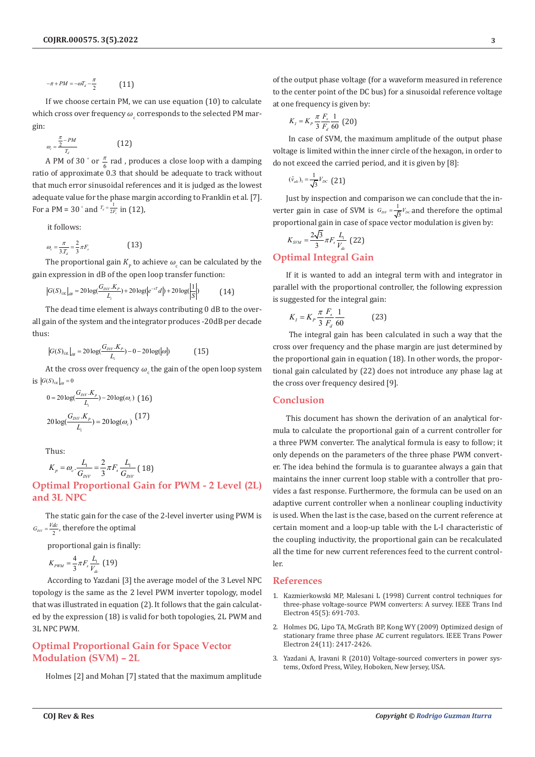$$-\pi + PM = -\omega T_d - \frac{\pi}{2} \qquad (11)$$

If we choose certain PM, we can use equation (10) to calculate which cross over frequency $\omega_c$ corresponds to the selected PM margin:

$$\omega_c = \frac{\frac{\pi}{2} - PM}{T_d} \qquad (12)$$

A PM of 30 ° or $\frac{\pi}{6}$ rad , produces a close loop with a damping ratio of approximate 0.3 that should be adequate to track without that much error sinusoidal references and it is judged as the lowest adequate value for the phase margin according to Franklin et al. [7]. For a PM = 30 ° and $T_d = \frac{1}{2F_s}$ in (12),

it follows:

$$\omega_c = \frac{\pi}{3.T_d} = \frac{2}{3}\pi F_s \qquad (13)$$

The proportional gain $K_p$ to achieve $\omega_c$ can be calculated by the gain expression in dB of the open loop transfer function:

$$|G(S)_{OL}|_{dB} = 20\log(\frac{G_{INV}.K_P}{L_i}) + 20\log(|e^{-sT}d|) + 20\log(|\frac{1}{S}|) \qquad (14)$$

The dead time element is always contributing 0 dB to the overall gain of the system and the integrator produces -20dB per decade thus:

$$|G(S)_{OL}|_{dB} = 20\log(\frac{G_{INV}.K_P}{L_i}) - 0 - 20\log(|\omega|) \qquad (15)$$

At the cross over frequency $\omega_c$ the gain of the open loop system is $|G(S)_{OL}|_{dB} = 0$

$$0 = 20\log(\frac{G_{INV}.K_p}{L_i}) - 20\log(\omega_c) \quad (16)$$

$$20\log(\frac{G_{INV}.K_p}{L_i}) = 20\log(\omega_c) \quad (17)$$

Thus:

$$K_p = \omega_c.\frac{L_1}{G_{INV}} = \frac{2}{3}\pi F_s \frac{L_1}{G_{INV}} \quad (18)$$

## Optimal Proportional Gain for PWM - 2 Level (2L) and 3L NPC

The static gain for the case of the 2-level inverter using PWM is $G_{INV} = \frac{Vdc}{2}$, therefore the optimal

proportional gain is finally:

$$K_{PWM} = \frac{4}{3}\pi F_s \frac{L_1}{V_{dc}} \quad (19)$$

According to Yazdani [3] the average model of the 3 Level NPC topology is the same as the 2 level PWM inverter topology, model that was illustrated in equation (2). It follows that the gain calculated by the expression (18) is valid for both topologies, 2L PWM and 3L NPC PWM.

## Optimal Proportional Gain for Space Vector Modulation (SVM) – 2L

Holmes [2] and Mohan [7] stated that the maximum amplitude of the output phase voltage (for a waveform measured in reference to the center point of the DC bus) for a sinusoidal reference voltage at one frequency is given by:

$$K_I = K_P \frac{\pi}{3}\frac{F_s}{F_d}\frac{1}{60} \quad (20)$$

In case of SVM, the maximum amplitude of the output phase voltage is limited within the inner circle of the hexagon, in order to do not exceed the carried period, and it is given by [8]:

$$(\hat{v}_{ab})_1 = \frac{1}{\sqrt{3}}V_{DC} \quad (21)$$

Just by inspection and comparison we can conclude that the inverter gain in case of SVM is $G_{INV} = \frac{1}{\sqrt{3}}V_{DC}$ and therefore the optimal proportional gain in case of space vector modulation is given by:

$$K_{SVM} = \frac{2\sqrt{3}}{3}\pi F_s \frac{L_1}{V_{dc}} \quad (22)$$

## Optimal Integral Gain

If it is wanted to add an integral term with and integrator in parallel with the proportional controller, the following expression is suggested for the integral gain:

$$K_I = K_P \frac{\pi}{3}\frac{F_s}{F_d}\frac{1}{60} \qquad (23)$$

The integral gain has been calculated in such a way that the cross over frequency and the phase margin are just determined by the proportional gain in equation (18). In other words, the proportional gain calculated by (22) does not introduce any phase lag at the cross over frequency desired [9].

## Conclusion

This document has shown the derivation of an analytical formula to calculate the proportional gain of a current controller for a three PWM converter. The analytical formula is easy to follow; it only depends on the parameters of the three phase PWM converter. The idea behind the formula is to guarantee always a gain that maintains the inner current loop stable with a controller that provides a fast response. Furthermore, the formula can be used on an adaptive current controller when a nonlinear coupling inductivity is used. When the last is the case, based on the current reference at certain moment and a loop-up table with the L-I characteristic of the coupling inductivity, the proportional gain can be recalculated all the time for new current references feed to the current controller.

## References

1. Kazmierkowski MP, Malesani L (1998) Current control techniques for three-phase voltage-source PWM converters: A survey. IEEE Trans Ind Electron 45(5): 691-703.
2. Holmes DG, Lipo TA, McGrath BP, Kong WY (2009) Optimized design of stationary frame three phase AC current regulators. IEEE Trans Power Electron 24(11): 2417-2426.
3. Yazdani A, Iravani R (2010) Voltage-sourced converters in power systems, Oxford Press, Wiley, Hoboken, New Jersey, USA.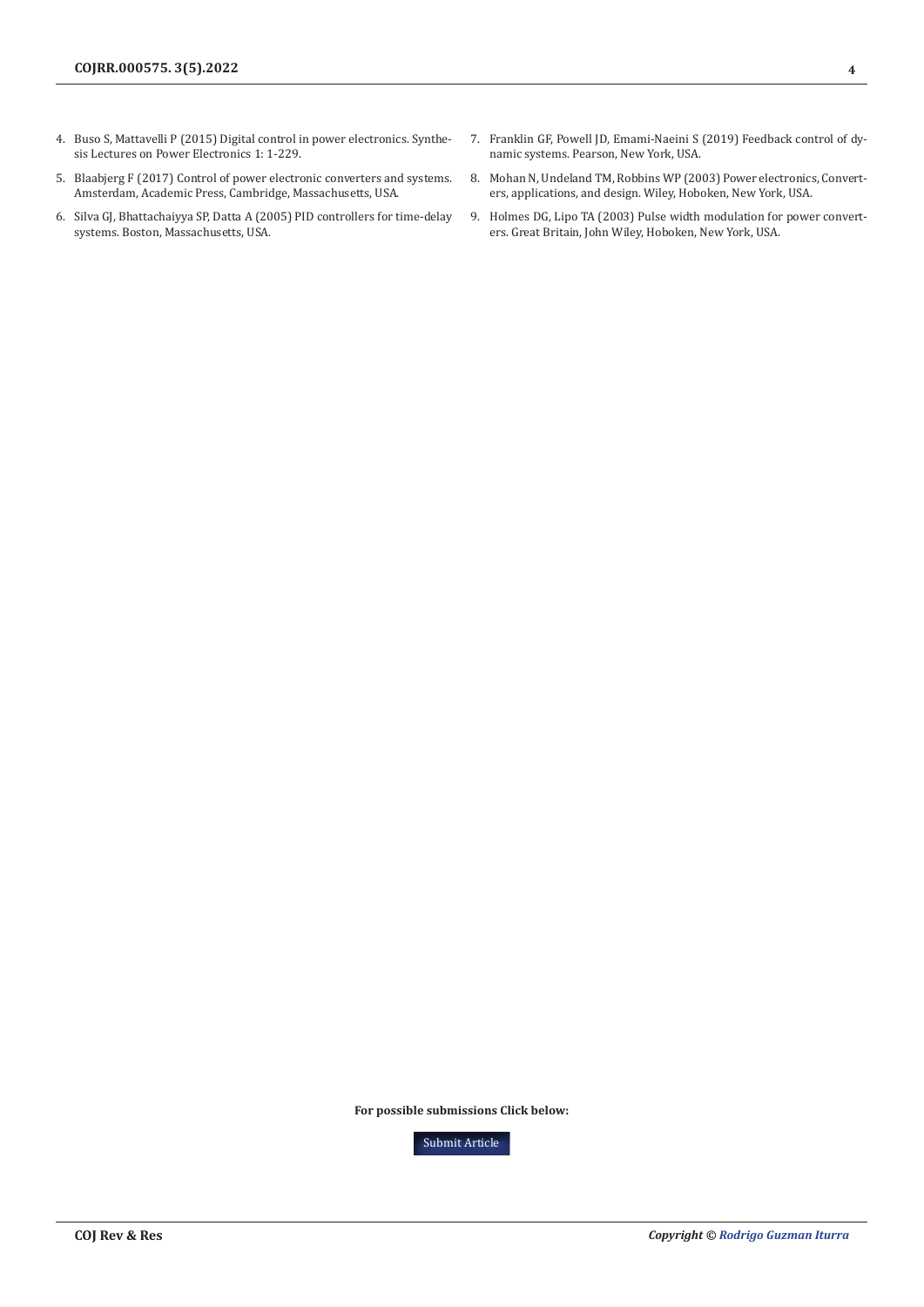4. Buso S, Mattavelli P (2015) Digital control in power electronics. Synthesis Lectures on Power Electronics 1: 1-229.
5. Blaabjerg F (2017) Control of power electronic converters and systems. Amsterdam, Academic Press, Cambridge, Massachusetts, USA.
6. Silva GJ, Bhattachaiyya SP, Datta A (2005) PID controllers for time-delay systems. Boston, Massachusetts, USA.
7. Franklin GF, Powell JD, Emami-Naeini S (2019) Feedback control of dynamic systems. Pearson, New York, USA.
8. Mohan N, Undeland TM, Robbins WP (2003) Power electronics, Converters, applications, and design. Wiley, Hoboken, New York, USA.
9. Holmes DG, Lipo TA (2003) Pulse width modulation for power converters. Great Britain, John Wiley, Hoboken, New York, USA.

**For possible submissions Click below:**

Submit Article